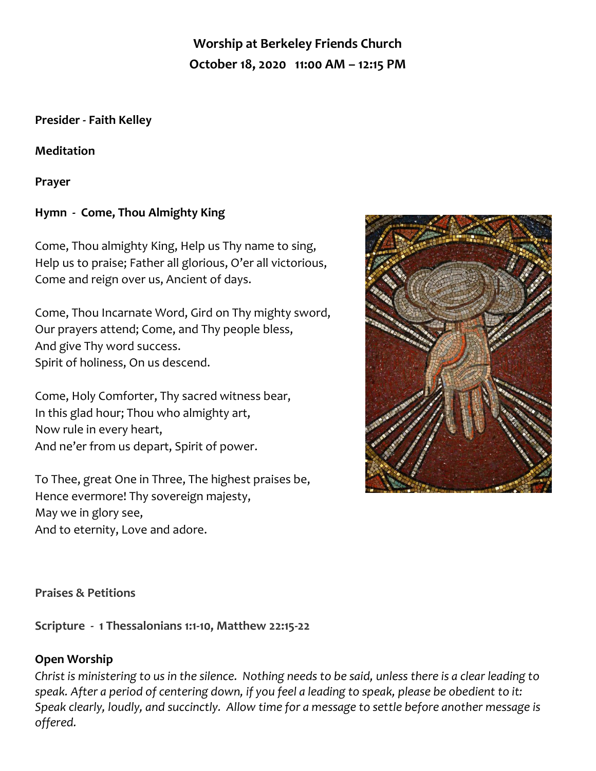# Worship at Berkeley Friends Church

## October 18, 2020 11:00 AM – 12:15 PM

**Presider - Faith Kelley**

**Meditation**

**Prayer**

**Hymn - Come, Thou Almighty King**

Come, Thou almighty King, Help us Thy name to sing,
Help us to praise; Father all glorious, O'er all victorious,
Come and reign over us, Ancient of days.

Come, Thou Incarnate Word, Gird on Thy mighty sword,
Our prayers attend; Come, and Thy people bless,
And give Thy word success.
Spirit of holiness, On us descend.

Come, Holy Comforter, Thy sacred witness bear,
In this glad hour; Thou who almighty art,
Now rule in every heart,
And ne'er from us depart, Spirit of power.

To Thee, great One in Three, The highest praises be,
Hence evermore! Thy sovereign majesty,
May we in glory see,
And to eternity, Love and adore.

**Praises & Petitions**

**Scripture - 1 Thessalonians 1:1-10, Matthew 22:15-22**

**Open Worship**

*Christ is ministering to us in the silence. Nothing needs to be said, unless there is a clear leading to speak. After a period of centering down, if you feel a leading to speak, please be obedient to it: Speak clearly, loudly, and succinctly. Allow time for a message to settle before another message is offered.*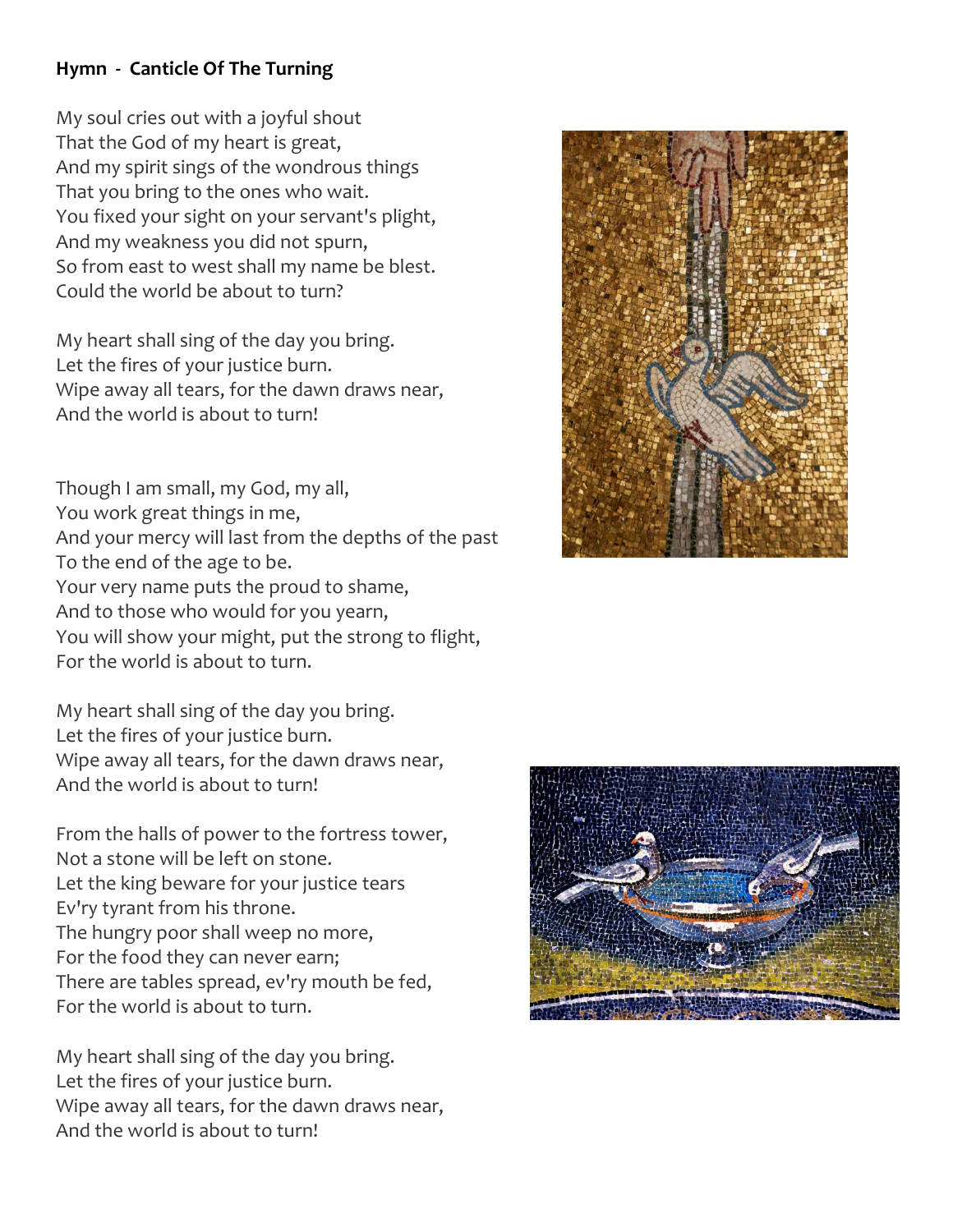**Hymn - Canticle Of The Turning**

My soul cries out with a joyful shout
That the God of my heart is great,
And my spirit sings of the wondrous things
That you bring to the ones who wait.
You fixed your sight on your servant's plight,
And my weakness you did not spurn,
So from east to west shall my name be blest.
Could the world be about to turn?

My heart shall sing of the day you bring.
Let the fires of your justice burn.
Wipe away all tears, for the dawn draws near,
And the world is about to turn!

Though I am small, my God, my all,
You work great things in me,
And your mercy will last from the depths of the past
To the end of the age to be.
Your very name puts the proud to shame,
And to those who would for you yearn,
You will show your might, put the strong to flight,
For the world is about to turn.

My heart shall sing of the day you bring.
Let the fires of your justice burn.
Wipe away all tears, for the dawn draws near,
And the world is about to turn!

From the halls of power to the fortress tower,
Not a stone will be left on stone.
Let the king beware for your justice tears
Ev'ry tyrant from his throne.
The hungry poor shall weep no more,
For the food they can never earn;
There are tables spread, ev'ry mouth be fed,
For the world is about to turn.

My heart shall sing of the day you bring.
Let the fires of your justice burn.
Wipe away all tears, for the dawn draws near,
And the world is about to turn!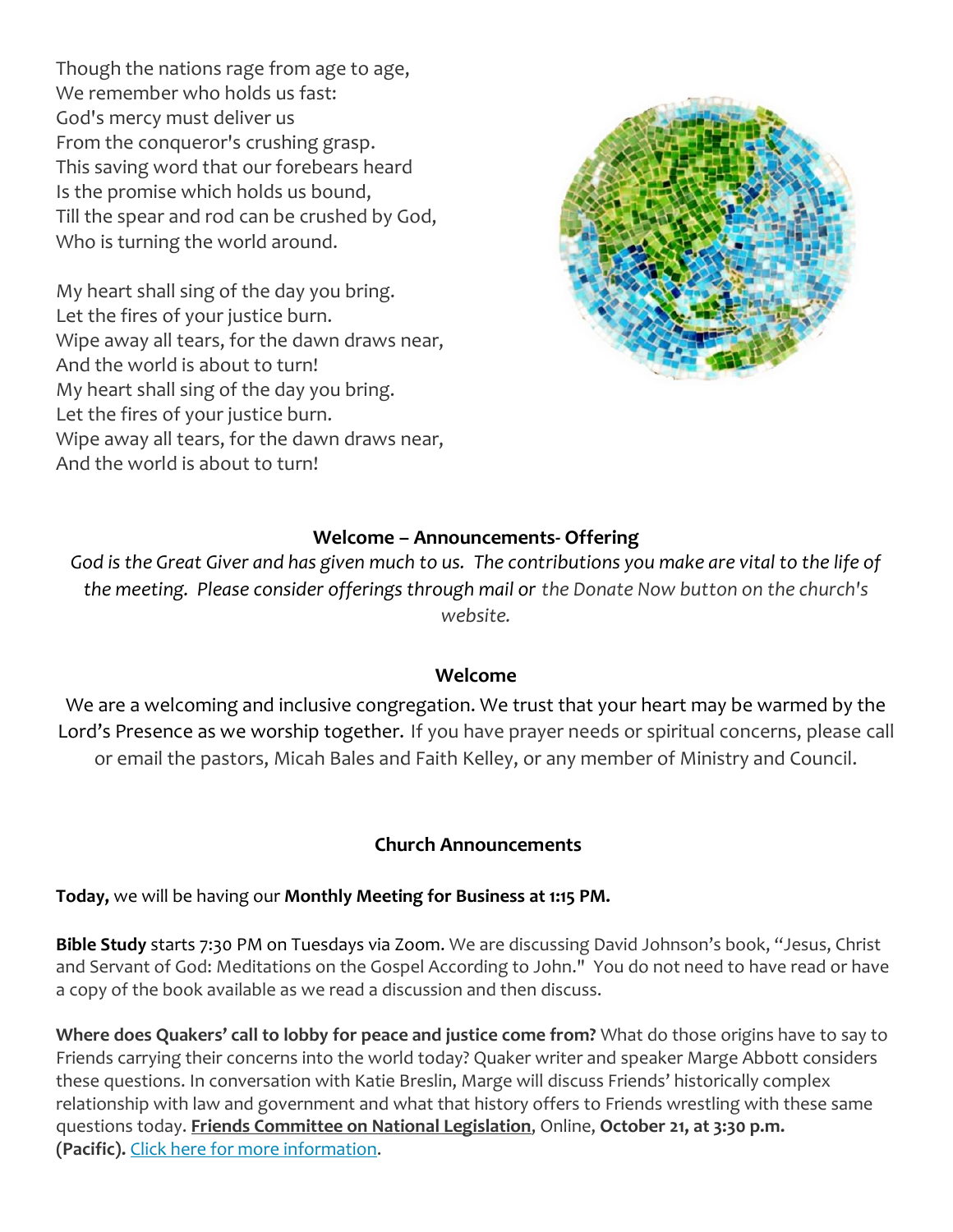Though the nations rage from age to age,
We remember who holds us fast:
God's mercy must deliver us
From the conqueror's crushing grasp.
This saving word that our forebears heard
Is the promise which holds us bound,
Till the spear and rod can be crushed by God,
Who is turning the world around.

My heart shall sing of the day you bring.
Let the fires of your justice burn.
Wipe away all tears, for the dawn draws near,
And the world is about to turn!
My heart shall sing of the day you bring.
Let the fires of your justice burn.
Wipe away all tears, for the dawn draws near,
And the world is about to turn!

**Welcome – Announcements- Offering**

*God is the Great Giver and has given much to us. The contributions you make are vital to the life of the meeting. Please consider offerings through mail or the Donate Now button on the church's website.*

**Welcome**

We are a welcoming and inclusive congregation. We trust that your heart may be warmed by the Lord's Presence as we worship together. If you have prayer needs or spiritual concerns, please call or email the pastors, Micah Bales and Faith Kelley, or any member of Ministry and Council.

**Church Announcements**

**Today,** we will be having our **Monthly Meeting for Business at 1:15 PM.**

**Bible Study** starts 7:30 PM on Tuesdays via Zoom. We are discussing David Johnson's book, "Jesus, Christ and Servant of God: Meditations on the Gospel According to John." You do not need to have read or have a copy of the book available as we read a discussion and then discuss.

**Where does Quakers' call to lobby for peace and justice come from?** What do those origins have to say to Friends carrying their concerns into the world today? Quaker writer and speaker Marge Abbott considers these questions. In conversation with Katie Breslin, Marge will discuss Friends' historically complex relationship with law and government and what that history offers to Friends wrestling with these same questions today. **Friends Committee on National Legislation**, Online, **October 21, at 3:30 p.m. (Pacific).** Click here for more information.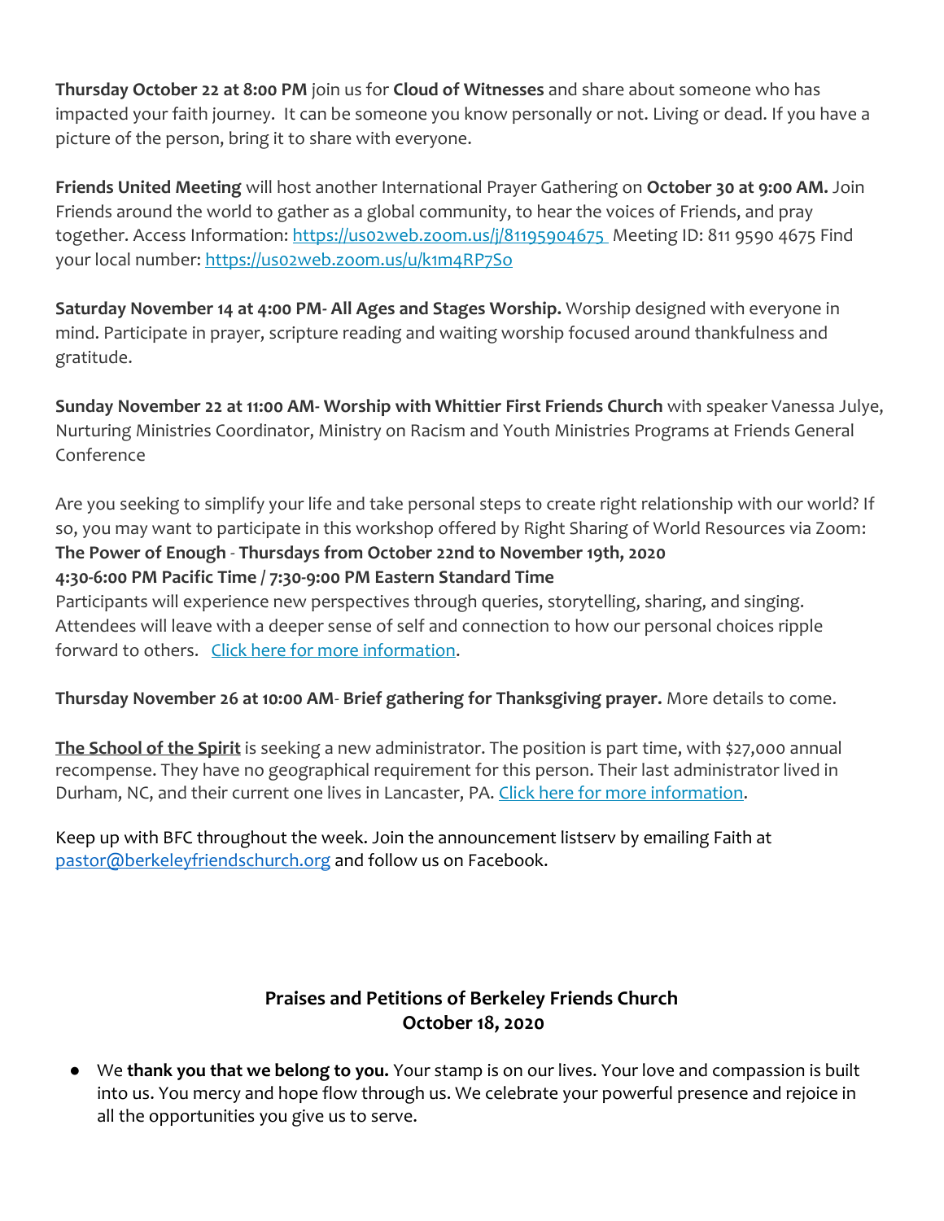**Thursday October 22 at 8:00 PM** join us for **Cloud of Witnesses** and share about someone who has impacted your faith journey. It can be someone you know personally or not. Living or dead. If you have a picture of the person, bring it to share with everyone.

**Friends United Meeting** will host another International Prayer Gathering on **October 30 at 9:00 AM.** Join Friends around the world to gather as a global community, to hear the voices of Friends, and pray together. Access Information: [https://us02web.zoom.us/j/81195904675](https://us02web.zoom.us/j/81195904675) Meeting ID: 811 9590 4675 Find your local number: [https://us02web.zoom.us/u/k1m4RP7So](https://us02web.zoom.us/u/k1m4RP7So)

**Saturday November 14 at 4:00 PM- All Ages and Stages Worship.** Worship designed with everyone in mind. Participate in prayer, scripture reading and waiting worship focused around thankfulness and gratitude.

**Sunday November 22 at 11:00 AM- Worship with Whittier First Friends Church** with speaker Vanessa Julye, Nurturing Ministries Coordinator, Ministry on Racism and Youth Ministries Programs at Friends General Conference

Are you seeking to simplify your life and take personal steps to create right relationship with our world? If so, you may want to participate in this workshop offered by Right Sharing of World Resources via Zoom:
**The Power of Enough** - **Thursdays from October 22nd to November 19th, 2020**
**4:30-6:00 PM Pacific Time / 7:30-9:00 PM Eastern Standard Time**
Participants will experience new perspectives through queries, storytelling, sharing, and singing. Attendees will leave with a deeper sense of self and connection to how our personal choices ripple forward to others. [Click here for more information](#).

**Thursday November 26 at 10:00 AM**- **Brief gathering for Thanksgiving prayer.** More details to come.

**[The School of the Spirit](#)** is seeking a new administrator. The position is part time, with $27,000 annual recompense. They have no geographical requirement for this person. Their last administrator lived in Durham, NC, and their current one lives in Lancaster, PA. [Click here for more information](#).

Keep up with BFC throughout the week. Join the announcement listserv by emailing Faith at [pastor@berkeleyfriendschurch.org](mailto:pastor@berkeleyfriendschurch.org) and follow us on Facebook.

## Praises and Petitions of Berkeley Friends Church
## October 18, 2020

- We **thank you that we belong to you.** Your stamp is on our lives. Your love and compassion is built into us. You mercy and hope flow through us. We celebrate your powerful presence and rejoice in all the opportunities you give us to serve.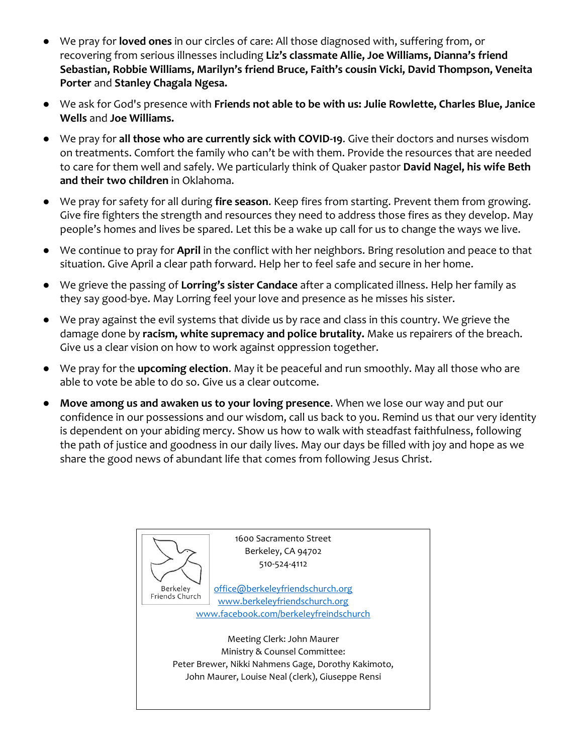- We pray for **loved ones** in our circles of care: All those diagnosed with, suffering from, or recovering from serious illnesses including **Liz's classmate Allie, Joe Williams, Dianna's friend Sebastian, Robbie Williams, Marilyn's friend Bruce, Faith's cousin Vicki, David Thompson, Veneita Porter** and **Stanley Chagala Ngesa.**
- We ask for God's presence with **Friends not able to be with us: Julie Rowlette, Charles Blue, Janice Wells** and **Joe Williams.**
- We pray for **all those who are currently sick with COVID-19**. Give their doctors and nurses wisdom on treatments. Comfort the family who can't be with them. Provide the resources that are needed to care for them well and safely. We particularly think of Quaker pastor **David Nagel, his wife Beth and their two children** in Oklahoma.
- We pray for safety for all during **fire season**. Keep fires from starting. Prevent them from growing. Give fire fighters the strength and resources they need to address those fires as they develop. May people's homes and lives be spared. Let this be a wake up call for us to change the ways we live.
- We continue to pray for **April** in the conflict with her neighbors. Bring resolution and peace to that situation. Give April a clear path forward. Help her to feel safe and secure in her home.
- We grieve the passing of **Lorring's sister Candace** after a complicated illness. Help her family as they say good-bye. May Lorring feel your love and presence as he misses his sister.
- We pray against the evil systems that divide us by race and class in this country. We grieve the damage done by **racism, white supremacy and police brutality.** Make us repairers of the breach. Give us a clear vision on how to work against oppression together.
- We pray for the **upcoming election**. May it be peaceful and run smoothly. May all those who are able to vote be able to do so. Give us a clear outcome.
- **Move among us and awaken us to your loving presence**. When we lose our way and put our confidence in our possessions and our wisdom, call us back to you. Remind us that our very identity is dependent on your abiding mercy. Show us how to walk with steadfast faithfulness, following the path of justice and goodness in our daily lives. May our days be filled with joy and hope as we share the good news of abundant life that comes from following Jesus Christ.

Berkeley Friends Church

1600 Sacramento Street
Berkeley, CA 94702
510-524-4112

office@berkeleyfriendschurch.org
www.berkeleyfriendschurch.org
www.facebook.com/berkeleyfreindschurch

Meeting Clerk: John Maurer
Ministry & Counsel Committee:
Peter Brewer, Nikki Nahmens Gage, Dorothy Kakimoto,
John Maurer, Louise Neal (clerk), Giuseppe Rensi